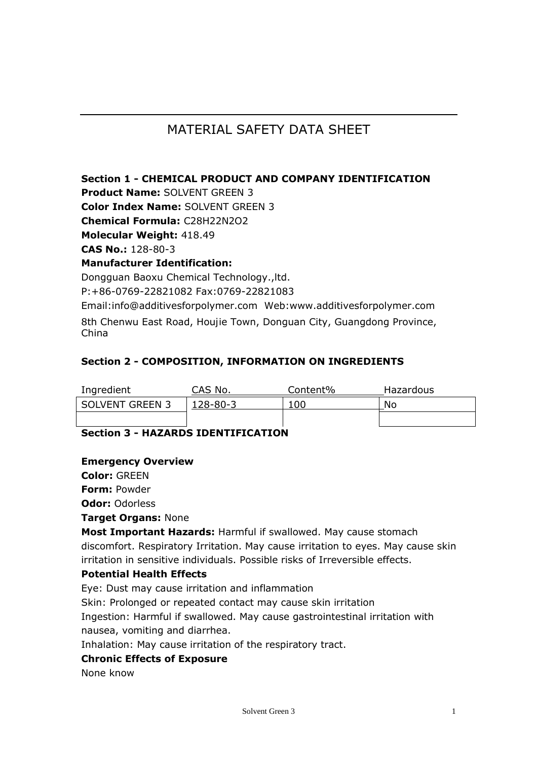# MATERIAL SAFETY DATA SHEET

## Section 1 - CHEMICAL PRODUCT AND COMPANY IDENTIFICATION

**Product Name:** SOLVENT GREEN 3

**Color Index Name:** SOLVENT GREEN 3

**Chemical Formula:** $C_{28}H_{22}N_2O_2$

**Molecular Weight:** 418.49

**CAS No.:** 128-80-3

**Manufacturer Identification:**

Dongguan Baoxu Chemical Technology.,ltd.

P:+86-0769-22821082 Fax:0769-22821083

Email:info@additivesforpolymer.com Web:www.additivesforpolymer.com

8th Chenwu East Road, Houjie Town, Donguan City, Guangdong Province, China

## Section 2 - COMPOSITION, INFORMATION ON INGREDIENTS

| Ingredient | CAS No. | Content% | Hazardous |
|---|---|---|---|
| SOLVENT GREEN 3 | 128-80-3 | 100 | No |
| | | | |

## Section 3 - HAZARDS IDENTIFICATION

**Emergency Overview**

**Color:** GREEN

**Form:** Powder

**Odor:** Odorless

**Target Organs:** None

**Most Important Hazards:** Harmful if swallowed. May cause stomach discomfort. Respiratory Irritation. May cause irritation to eyes. May cause skin irritation in sensitive individuals. Possible risks of Irreversible effects.

**Potential Health Effects**

Eye: Dust may cause irritation and inflammation

Skin: Prolonged or repeated contact may cause skin irritation

Ingestion: Harmful if swallowed. May cause gastrointestinal irritation with nausea, vomiting and diarrhea.

Inhalation: May cause irritation of the respiratory tract.

**Chronic Effects of Exposure**

None know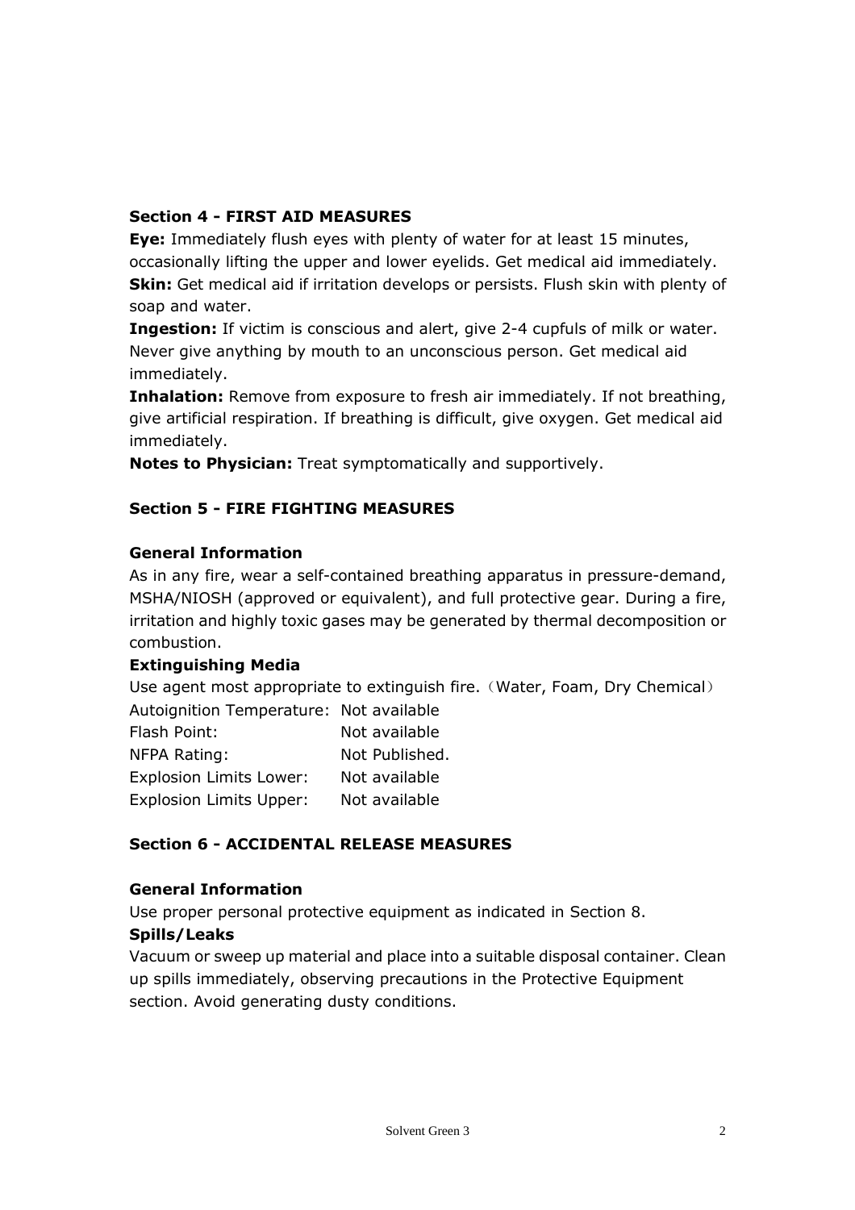## Section 4 - FIRST AID MEASURES

**Eye:** Immediately flush eyes with plenty of water for at least 15 minutes, occasionally lifting the upper and lower eyelids. Get medical aid immediately.
**Skin:** Get medical aid if irritation develops or persists. Flush skin with plenty of soap and water.
**Ingestion:** If victim is conscious and alert, give 2-4 cupfuls of milk or water. Never give anything by mouth to an unconscious person. Get medical aid immediately.
**Inhalation:** Remove from exposure to fresh air immediately. If not breathing, give artificial respiration. If breathing is difficult, give oxygen. Get medical aid immediately.
**Notes to Physician:** Treat symptomatically and supportively.

## Section 5 - FIRE FIGHTING MEASURES

### General Information

As in any fire, wear a self-contained breathing apparatus in pressure-demand, MSHA/NIOSH (approved or equivalent), and full protective gear. During a fire, irritation and highly toxic gases may be generated by thermal decomposition or combustion.

### Extinguishing Media

Use agent most appropriate to extinguish fire.（Water, Foam, Dry Chemical）

| | |
|---|---|
| Autoignition Temperature: | Not available |
| Flash Point: | Not available |
| NFPA Rating: | Not Published. |
| Explosion Limits Lower: | Not available |
| Explosion Limits Upper: | Not available |

## Section 6 - ACCIDENTAL RELEASE MEASURES

### General Information

Use proper personal protective equipment as indicated in Section 8.

### Spills/Leaks

Vacuum or sweep up material and place into a suitable disposal container. Clean up spills immediately, observing precautions in the Protective Equipment section. Avoid generating dusty conditions.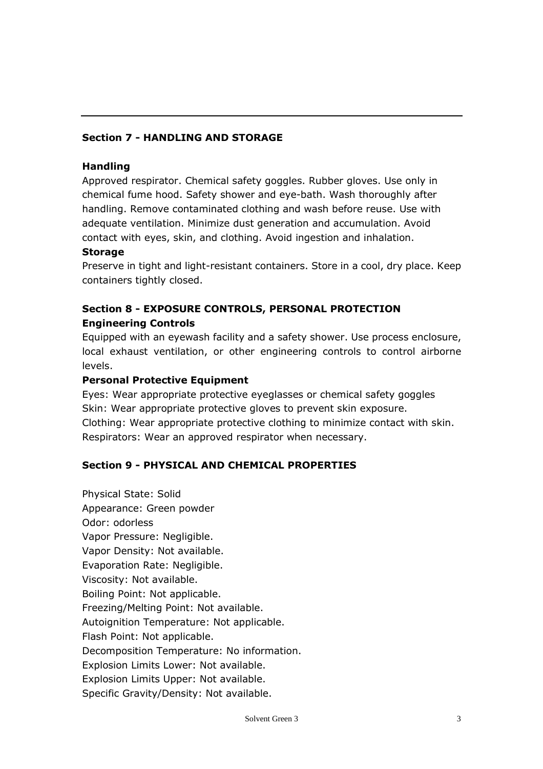## Section 7 - HANDLING AND STORAGE

**Handling**

Approved respirator. Chemical safety goggles. Rubber gloves. Use only in chemical fume hood. Safety shower and eye-bath. Wash thoroughly after handling. Remove contaminated clothing and wash before reuse. Use with adequate ventilation. Minimize dust generation and accumulation. Avoid contact with eyes, skin, and clothing. Avoid ingestion and inhalation.

**Storage**

Preserve in tight and light-resistant containers. Store in a cool, dry place. Keep containers tightly closed.

## Section 8 - EXPOSURE CONTROLS, PERSONAL PROTECTION

**Engineering Controls**

Equipped with an eyewash facility and a safety shower. Use process enclosure, local exhaust ventilation, or other engineering controls to control airborne levels.

**Personal Protective Equipment**

Eyes: Wear appropriate protective eyeglasses or chemical safety goggles
Skin: Wear appropriate protective gloves to prevent skin exposure.
Clothing: Wear appropriate protective clothing to minimize contact with skin.
Respirators: Wear an approved respirator when necessary.

## Section 9 - PHYSICAL AND CHEMICAL PROPERTIES

Physical State: Solid
Appearance: Green powder
Odor: odorless
Vapor Pressure: Negligible.
Vapor Density: Not available.
Evaporation Rate: Negligible.
Viscosity: Not available.
Boiling Point: Not applicable.
Freezing/Melting Point: Not available.
Autoignition Temperature: Not applicable.
Flash Point: Not applicable.
Decomposition Temperature: No information.
Explosion Limits Lower: Not available.
Explosion Limits Upper: Not available.
Specific Gravity/Density: Not available.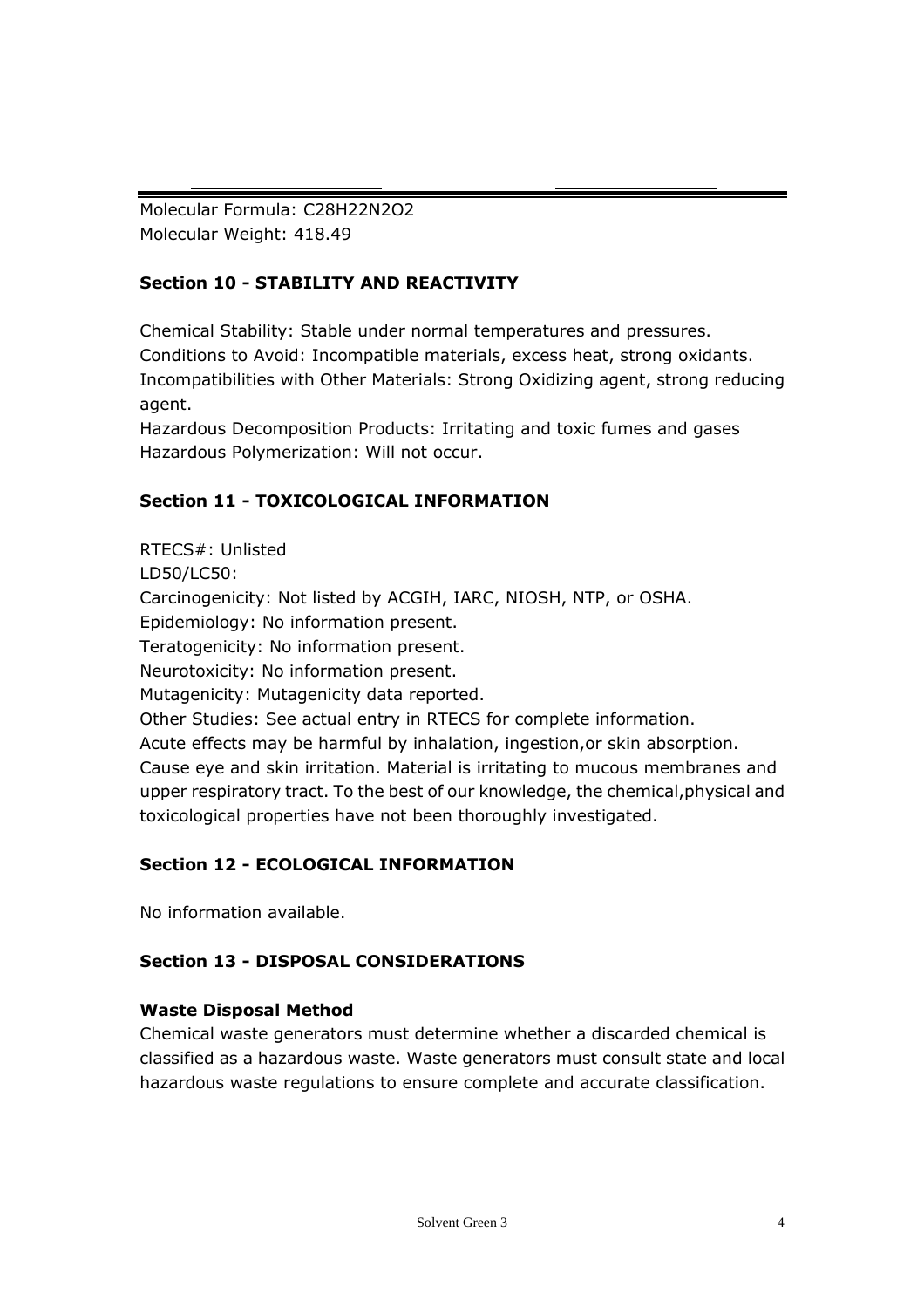Molecular Formula: $C_{28}H_{22}N_2O_2$
Molecular Weight: 418.49

## Section 10 - STABILITY AND REACTIVITY

Chemical Stability: Stable under normal temperatures and pressures.
Conditions to Avoid: Incompatible materials, excess heat, strong oxidants.
Incompatibilities with Other Materials: Strong Oxidizing agent, strong reducing agent.
Hazardous Decomposition Products: Irritating and toxic fumes and gases
Hazardous Polymerization: Will not occur.

## Section 11 - TOXICOLOGICAL INFORMATION

RTECS#: Unlisted
LD50/LC50:
Carcinogenicity: Not listed by ACGIH, IARC, NIOSH, NTP, or OSHA.
Epidemiology: No information present.
Teratogenicity: No information present.
Neurotoxicity: No information present.
Mutagenicity: Mutagenicity data reported.
Other Studies: See actual entry in RTECS for complete information.
Acute effects may be harmful by inhalation, ingestion,or skin absorption. Cause eye and skin irritation. Material is irritating to mucous membranes and upper respiratory tract. To the best of our knowledge, the chemical,physical and toxicological properties have not been thoroughly investigated.

## Section 12 - ECOLOGICAL INFORMATION

No information available.

## Section 13 - DISPOSAL CONSIDERATIONS

### Waste Disposal Method

Chemical waste generators must determine whether a discarded chemical is classified as a hazardous waste. Waste generators must consult state and local hazardous waste regulations to ensure complete and accurate classification.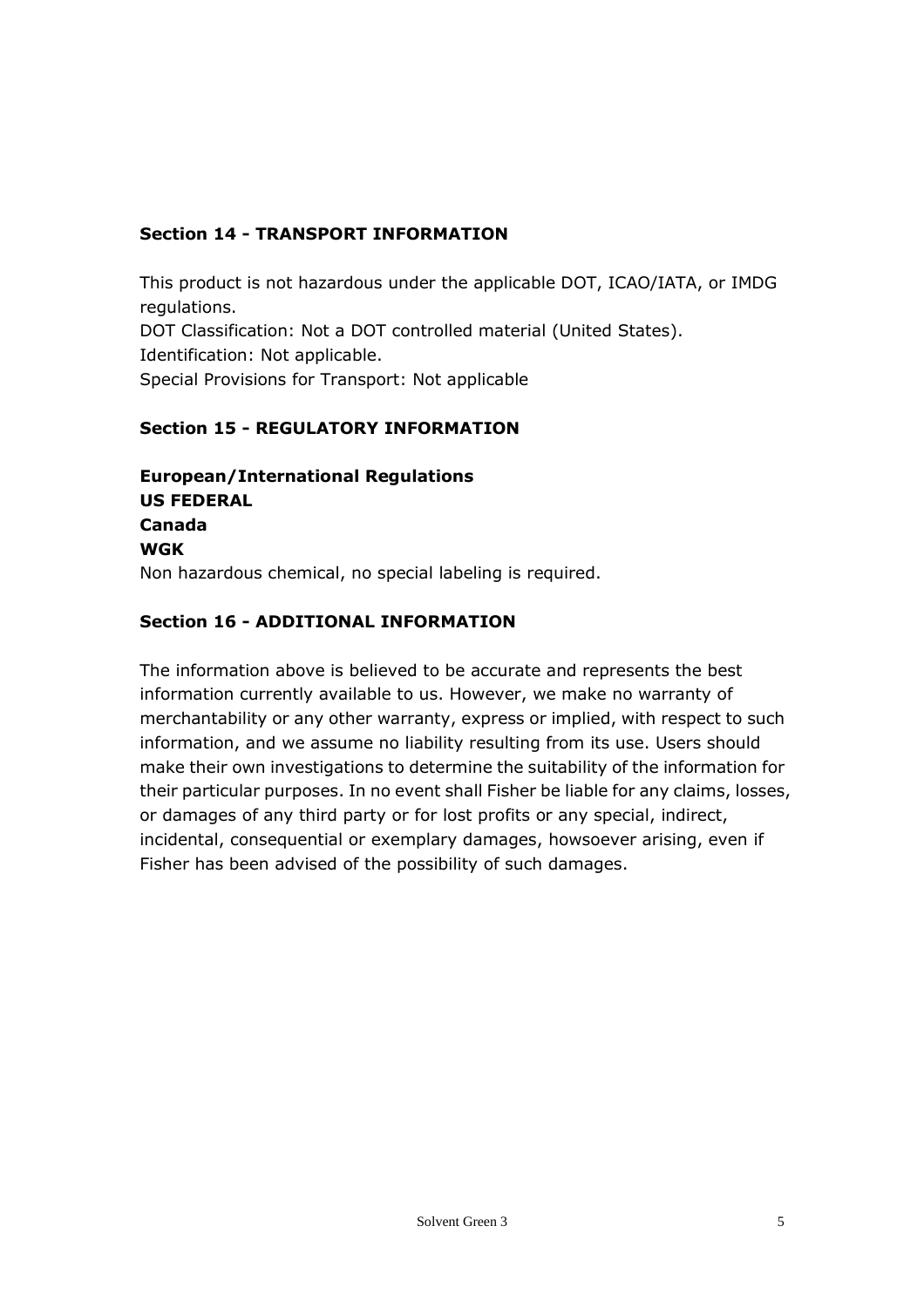### Section 14 - TRANSPORT INFORMATION

This product is not hazardous under the applicable DOT, ICAO/IATA, or IMDG regulations.
DOT Classification: Not a DOT controlled material (United States).
Identification: Not applicable.
Special Provisions for Transport: Not applicable

### Section 15 - REGULATORY INFORMATION

**European/International Regulations**
**US FEDERAL**
**Canada**
**WGK**
Non hazardous chemical, no special labeling is required.

### Section 16 - ADDITIONAL INFORMATION

The information above is believed to be accurate and represents the best information currently available to us. However, we make no warranty of merchantability or any other warranty, express or implied, with respect to such information, and we assume no liability resulting from its use. Users should make their own investigations to determine the suitability of the information for their particular purposes. In no event shall Fisher be liable for any claims, losses, or damages of any third party or for lost profits or any special, indirect, incidental, consequential or exemplary damages, howsoever arising, even if Fisher has been advised of the possibility of such damages.